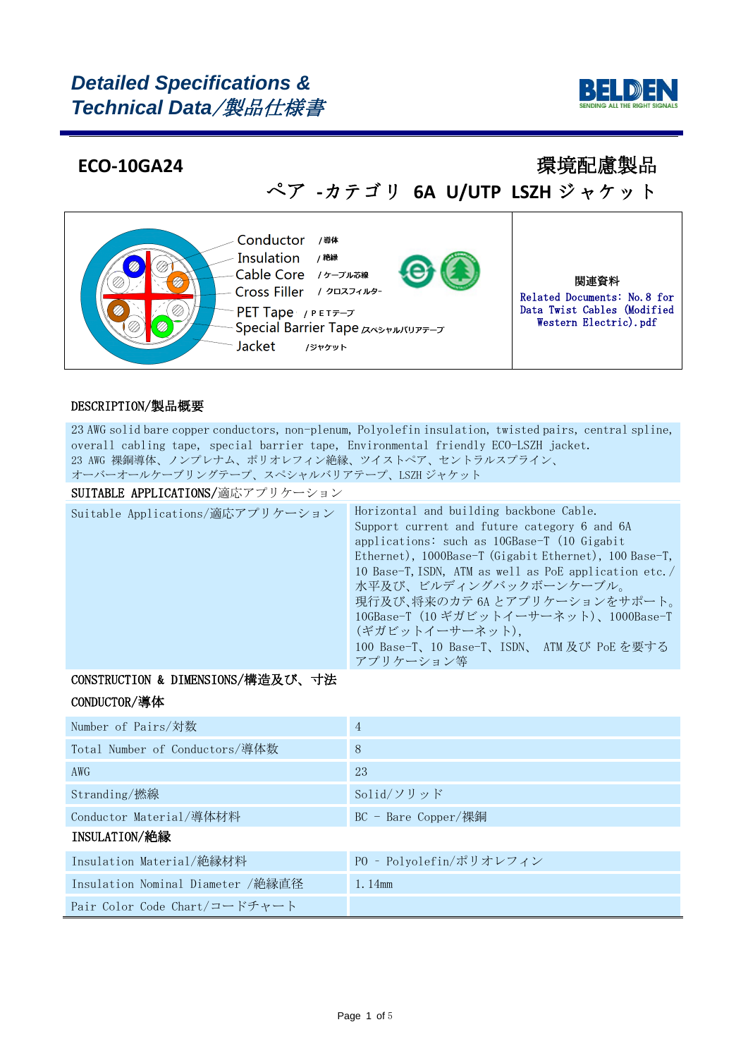# Detailed Specifications & Technical Data/製品仕様書

## ECO-10GA24

環境配慮製品

ペア -カテゴリ 6A U/UTP LSZH ジャケット

Conductor /導体
Insulation /絶縁
Cable Core /ケーブル芯線
Cross Filler / クロスフィルター
PET Tape / PETテープ
Special Barrier Tape /スペシャルバリアテープ
Jacket /ジャケット

関連資料

Related Documents: No.8 for Data Twist Cables (Modified Western Electric).pdf

### DESCRIPTION/製品概要

23 AWG solid bare copper conductors, non-plenum, Polyolefin insulation, twisted pairs, central spline, overall cabling tape, special barrier tape, Environmental friendly ECO-LSZH jacket.
23 AWG 裸銅導体、ノンプレナム、ポリオレフィン絶縁、ツイストペア、セントラルスプライン、オーバーオールケーブリングテープ、スペシャルバリアテープ、LSZH ジャケット

### SUITABLE APPLICATIONS/適応アプリケーション

| Suitable Applications/適応アプリケーション | Horizontal and building backbone Cable. Support current and future category 6 and 6A applications: such as 10GBase-T (10 Gigabit Ethernet), 1000Base-T (Gigabit Ethernet), 100 Base-T, 10 Base-T, ISDN, ATM as well as PoE application etc./ 水平及び、ビルディングバックボーンケーブル。現行及び,将来のカテ 6A とアプリケーションをサポート。10GBase-T (10 ギガビットイーサーネット)、1000Base-T (ギガビットイーサーネット), 100 Base-T、10 Base-T、ISDN、 ATM 及び PoE を要するアプリケーション等 |
|---|---|

### CONSTRUCTION & DIMENSIONS/構造及び、寸法

#### CONDUCTOR/導体

| Number of Pairs/対数 | 4 |
|---|---|
| Total Number of Conductors/導体数 | 8 |
| AWG | 23 |
| Stranding/撚線 | Solid/ソリッド |
| Conductor Material/導体材料 | BC - Bare Copper/裸銅 |

#### INSULATION/絶縁

| Insulation Material/絶縁材料 | PO - Polyolefin/ポリオレフィン |
|---|---|
| Insulation Nominal Diameter /絶縁直径 | 1.14mm |
| Pair Color Code Chart/コードチャート | |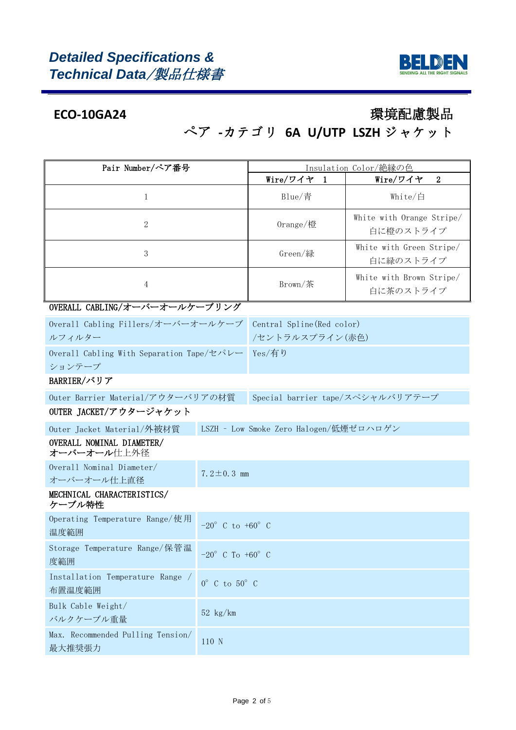## ECO-10GA24

## 環境配慮製品

### ペア -カテゴリ 6A U/UTP LSZH ジャケット

| Pair Number/ペア番号 | Insulation Color/絶縁の色 | |
|---|---|---|
| | Wire/ワイヤ 1 | Wire/ワイヤ 2 |
| 1 | Blue/青 | White/白 |
| 2 | Orange/橙 | White with Orange Stripe/白に橙のストライプ |
| 3 | Green/緑 | White with Green Stripe/白に緑のストライプ |
| 4 | Brown/茶 | White with Brown Stripe/白に茶のストライプ |

**OVERALL CABLING/オーバーオールケーブリング**

| | |
|---|---|
| Overall Cabling Fillers/オーバーオールケーブルフィルター | Central Spline(Red color)/セントラルスプライン(赤色) |
| Overall Cabling With Separation Tape/セパレーションテープ | Yes/有り |

**BARRIER/バリア**

| | |
|---|---|
| Outer Barrier Material/アウターバリアの材質 | Special barrier tape/スペシャルバリアテープ |

**OUTER JACKET/アウタージャケット**

| | |
|---|---|
| Outer Jacket Material/外被材質 | LSZH – Low Smoke Zero Halogen/低煙ゼロハロゲン |

**OVERALL NOMINAL DIAMETER/オーバーオール仕上外径**

| | |
|---|---|
| Overall Nominal Diameter/オーバーオール仕上直径 | 7.2±0.3 mm |

**MECHNICAL CHARACTERISTICS/ケーブル特性**

| | |
|---|---|
| Operating Temperature Range/使用温度範囲 | -20° C to +60° C |
| Storage Temperature Range/保管温度範囲 | -20° C To +60° C |
| Installation Temperature Range /布置温度範囲 | 0° C to 50° C |
| Bulk Cable Weight/バルクケーブル重量 | 52 kg/km |
| Max. Recommended Pulling Tension/最大推奨張力 | 110 N |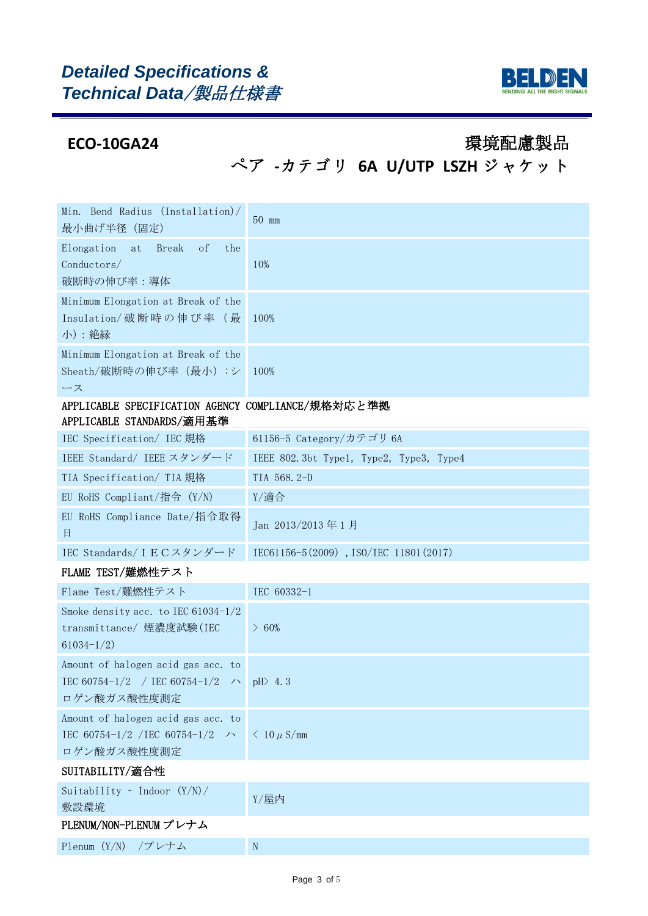# Detailed Specifications & Technical Data/製品仕様書

**ECO-10GA24**

**環境配慮製品**

**ペア -カテゴリ 6A U/UTP LSZH ジャケット**

| | |
|---|---|
| Min. Bend Radius (Installation)/最小曲げ半径（固定） | 50 mm |
| Elongation at Break of the Conductors/破断時の伸び率：導体 | 10% |
| Minimum Elongation at Break of the Insulation/破断時の伸び率（最小）：絶縁 | 100% |
| Minimum Elongation at Break of the Sheath/破断時の伸び率（最小）：シース | 100% |

APPLICABLE SPECIFICATION AGENCY COMPLIANCE/規格対応と準拠

APPLICABLE STANDARDS/適用基準

| | |
|---|---|
| IEC Specification/ IEC 規格 | 61156-5 Category/カテゴリ 6A |
| IEEE Standard/ IEEE スタンダード | IEEE 802.3bt Type1, Type2, Type3, Type4 |
| TIA Specification/ TIA 規格 | TIA 568.2-D |
| EU RoHS Compliant/指令 (Y/N) | Y/適合 |
| EU RoHS Compliance Date/指令取得日 | Jan 2013/2013 年 1 月 |
| IEC Standards/ＩＥＣスタンダード | IEC61156-5(2009) ,ISO/IEC 11801(2017) |

FLAME TEST/難燃性テスト

| | |
|---|---|
| Flame Test/難燃性テスト | IEC 60332-1 |
| Smoke density acc. to IEC 61034-1/2 transmittance/ 煙濃度試験(IEC 61034-1/2) | ＞ 60% |
| Amount of halogen acid gas acc. to IEC 60754-1/2 / IEC 60754-1/2 ハロゲン酸ガス酸性度測定 | pH＞ 4.3 |
| Amount of halogen acid gas acc. to IEC 60754-1/2 /IEC 60754-1/2 ハロゲン酸ガス酸性度測定 | ＜ 10μS/mm |

SUITABILITY/適合性

| | |
|---|---|
| Suitability - Indoor (Y/N)/敷設環境 | Y/屋内 |

PLENUM/NON-PLENUM プレナム

| | |
|---|---|
| Plenum (Y/N) /プレナム | N |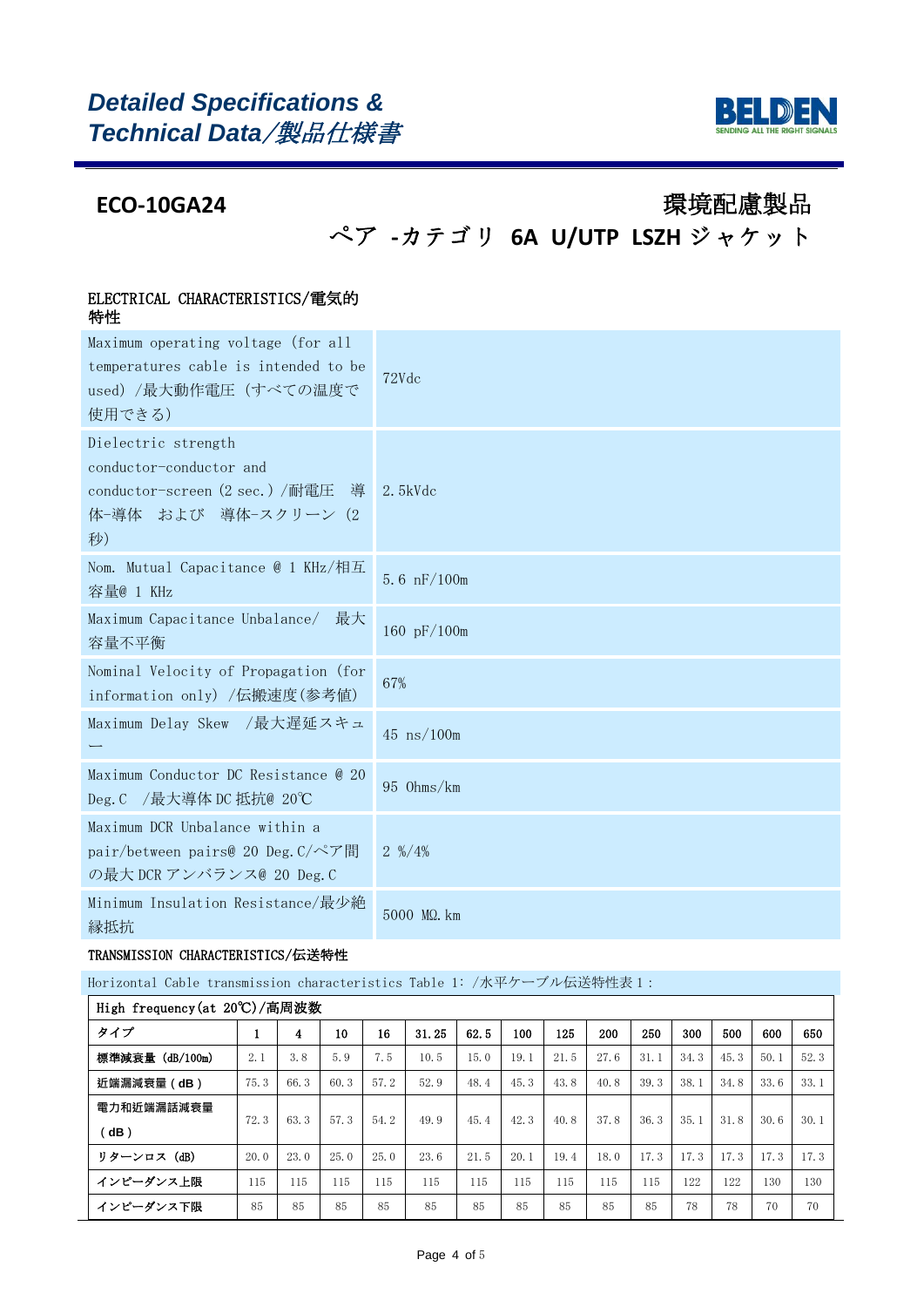# *Detailed Specifications & Technical Data／製品仕様書*

## ECO-10GA24

環境配慮製品

ペア -カテゴリ 6A U/UTP LSZH ジャケット

### ELECTRICAL CHARACTERISTICS/電気的特性

| | |
|---|---|
| Maximum operating voltage (for all temperatures cable is intended to be used) /最大動作電圧 (すべての温度で使用できる) | 72Vdc |
| Dielectric strength conductor-conductor and conductor-screen (2 sec.) /耐電圧 導体-導体 および 導体-スクリーン (2秒) | 2.5kVdc |
| Nom. Mutual Capacitance @ 1 KHz/相互容量@ 1 KHz | 5.6 nF/100m |
| Maximum Capacitance Unbalance/ 最大容量不平衡 | 160 pF/100m |
| Nominal Velocity of Propagation (for information only) /伝搬速度(参考値) | 67% |
| Maximum Delay Skew /最大遅延スキュー | 45 ns/100m |
| Maximum Conductor DC Resistance @ 20 Deg.C /最大導体 DC 抵抗@ 20℃ | 95 Ohms/km |
| Maximum DCR Unbalance within a pair/between pairs@ 20 Deg.C/ペア間の最大 DCR アンバランス@ 20 Deg.C | 2 %/4% |
| Minimum Insulation Resistance/最少絶縁抵抗 | 5000 MΩ.km |

### TRANSMISSION CHARACTERISTICS/伝送特性

Horizontal Cable transmission characteristics Table 1: /水平ケーブル伝送特性表 1：

| High frequency(at 20℃)/高周波数 | | | | | | | | | | | | | | |
|---|---|---|---|---|---|---|---|---|---|---|---|---|---|---|
| タイプ | 1 | 4 | 10 | 16 | 31.25 | 62.5 | 100 | 125 | 200 | 250 | 300 | 500 | 600 | 650 |
| 標準減衰量 (dB/100m) | 2.1 | 3.8 | 5.9 | 7.5 | 10.5 | 15.0 | 19.1 | 21.5 | 27.6 | 31.1 | 34.3 | 45.3 | 50.1 | 52.3 |
| 近端漏減衰量 ( dB ) | 75.3 | 66.3 | 60.3 | 57.2 | 52.9 | 48.4 | 45.3 | 43.8 | 40.8 | 39.3 | 38.1 | 34.8 | 33.6 | 33.1 |
| 電力和近端漏話減衰量 ( dB ) | 72.3 | 63.3 | 57.3 | 54.2 | 49.9 | 45.4 | 42.3 | 40.8 | 37.8 | 36.3 | 35.1 | 31.8 | 30.6 | 30.1 |
| リターンロス (dB) | 20.0 | 23.0 | 25.0 | 25.0 | 23.6 | 21.5 | 20.1 | 19.4 | 18.0 | 17.3 | 17.3 | 17.3 | 17.3 | 17.3 |
| インピーダンス上限 | 115 | 115 | 115 | 115 | 115 | 115 | 115 | 115 | 115 | 115 | 122 | 122 | 130 | 130 |
| インピーダンス下限 | 85 | 85 | 85 | 85 | 85 | 85 | 85 | 85 | 85 | 85 | 78 | 78 | 70 | 70 |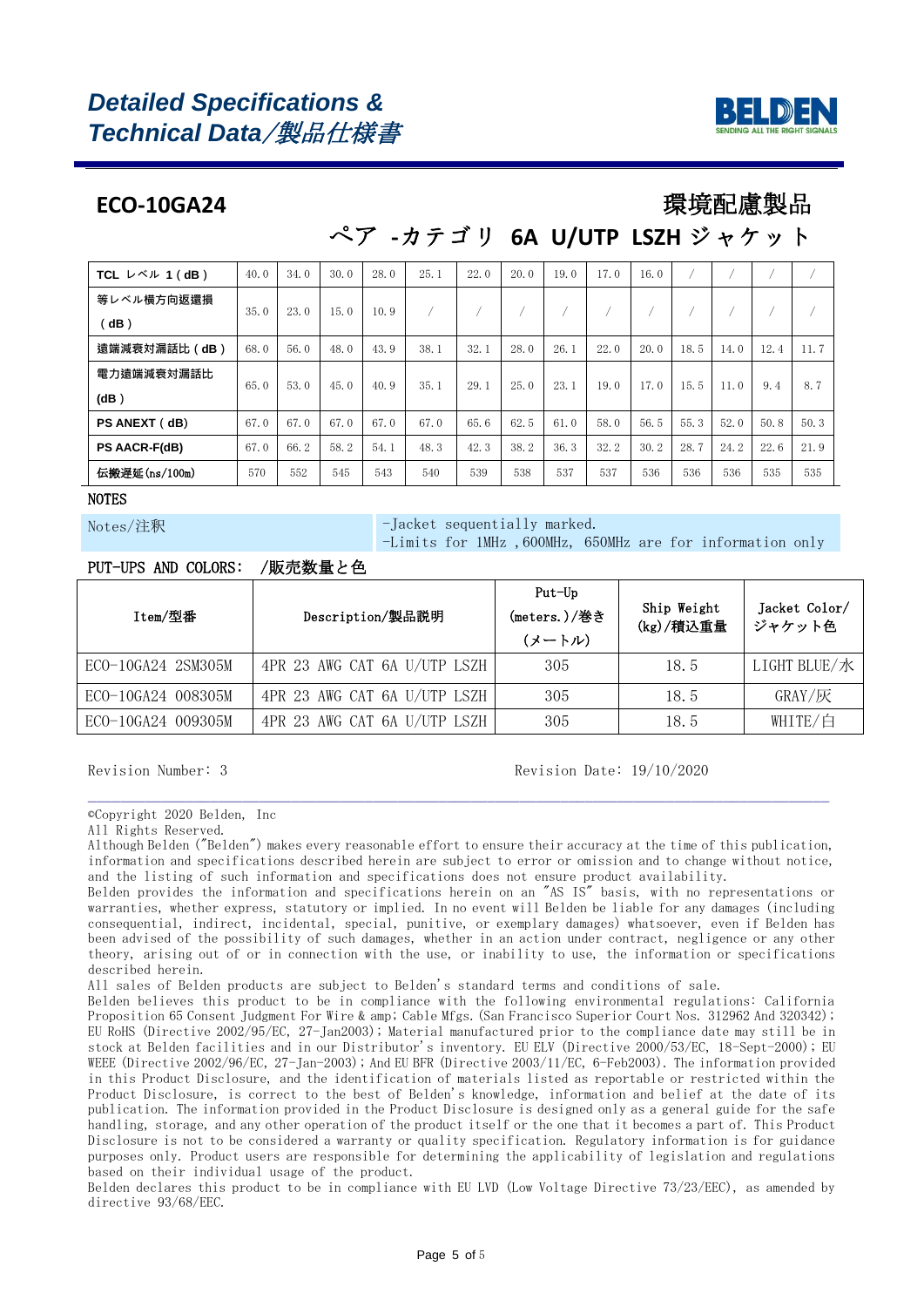# Detailed Specifications & Technical Data/製品仕様書

## ECO-10GA24

環境配慮製品

ペア -カテゴリ 6A U/UTP LSZH ジャケット

| | | | | | | | | | | | | | | |
|---|---|---|---|---|---|---|---|---|---|---|---|---|---|---|
| TCL レベル 1 ( dB ) | 40.0 | 34.0 | 30.0 | 28.0 | 25.1 | 22.0 | 20.0 | 19.0 | 17.0 | 16.0 | / | / | / | / |
| 等レベル横方向返還損 ( dB ) | 35.0 | 23.0 | 15.0 | 10.9 | / | / | / | / | / | / | / | / | / | / |
| 遠端減衰対漏話比 ( dB ) | 68.0 | 56.0 | 48.0 | 43.9 | 38.1 | 32.1 | 28.0 | 26.1 | 22.0 | 20.0 | 18.5 | 14.0 | 12.4 | 11.7 |
| 電力遠端減衰対漏話比 (dB ) | 65.0 | 53.0 | 45.0 | 40.9 | 35.1 | 29.1 | 25.0 | 23.1 | 19.0 | 17.0 | 15.5 | 11.0 | 9.4 | 8.7 |
| PS ANEXT ( dB) | 67.0 | 67.0 | 67.0 | 67.0 | 67.0 | 65.6 | 62.5 | 61.0 | 58.0 | 56.5 | 55.3 | 52.0 | 50.8 | 50.3 |
| PS AACR-F(dB) | 67.0 | 66.2 | 58.2 | 54.1 | 48.3 | 42.3 | 38.2 | 36.3 | 32.2 | 30.2 | 28.7 | 24.2 | 22.6 | 21.9 |
| 伝搬遅延(ns/100m) | 570 | 552 | 545 | 543 | 540 | 539 | 538 | 537 | 537 | 536 | 536 | 536 | 535 | 535 |

### NOTES

| | |
|---|---|
| Notes/注釈 | -Jacket sequentially marked.<br>-Limits for 1MHz ,600MHz, 650MHz are for information only |

### PUT-UPS AND COLORS: /販売数量と色

| Item/型番 | Description/製品説明 | Put-Up (meters.)/巻き (メートル) | Ship Weight (kg)/積込重量 | Jacket Color/ ジャケット色 |
|---|---|---|---|---|
| ECO-10GA24 2SM305M | 4PR 23 AWG CAT 6A U/UTP LSZH | 305 | 18.5 | LIGHT BLUE/水 |
| ECO-10GA24 008305M | 4PR 23 AWG CAT 6A U/UTP LSZH | 305 | 18.5 | GRAY/灰 |
| ECO-10GA24 009305M | 4PR 23 AWG CAT 6A U/UTP LSZH | 305 | 18.5 | WHITE/白 |

Revision Number: 3 Revision Date: 19/10/2020

©Copyright 2020 Belden, Inc
All Rights Reserved.
Although Belden ("Belden") makes every reasonable effort to ensure their accuracy at the time of this publication, information and specifications described herein are subject to error or omission and to change without notice, and the listing of such information and specifications does not ensure product availability.
Belden provides the information and specifications herein on an "AS IS" basis, with no representations or warranties, whether express, statutory or implied. In no event will Belden be liable for any damages (including consequential, indirect, incidental, special, punitive, or exemplary damages) whatsoever, even if Belden has been advised of the possibility of such damages, whether in an action under contract, negligence or any other theory, arising out of or in connection with the use, or inability to use, the information or specifications described herein.
All sales of Belden products are subject to Belden's standard terms and conditions of sale.
Belden believes this product to be in compliance with the following environmental regulations: California Proposition 65 Consent Judgment For Wire & amp; Cable Mfgs. (San Francisco Superior Court Nos. 312962 And 320342); EU RoHS (Directive 2002/95/EC, 27-Jan2003); Material manufactured prior to the compliance date may still be in stock at Belden facilities and in our Distributor's inventory. EU ELV (Directive 2000/53/EC, 18-Sept-2000); EU WEEE (Directive 2002/96/EC, 27-Jan-2003); And EU BFR (Directive 2003/11/EC, 6-Feb2003). The information provided in this Product Disclosure, and the identification of materials listed as reportable or restricted within the Product Disclosure, is correct to the best of Belden's knowledge, information and belief at the date of its publication. The information provided in the Product Disclosure is designed only as a general guide for the safe handling, storage, and any other operation of the product itself or the one that it becomes a part of. This Product Disclosure is not to be considered a warranty or quality specification. Regulatory information is for guidance purposes only. Product users are responsible for determining the applicability of legislation and regulations based on their individual usage of the product.
Belden declares this product to be in compliance with EU LVD (Low Voltage Directive 73/23/EEC), as amended by directive 93/68/EEC.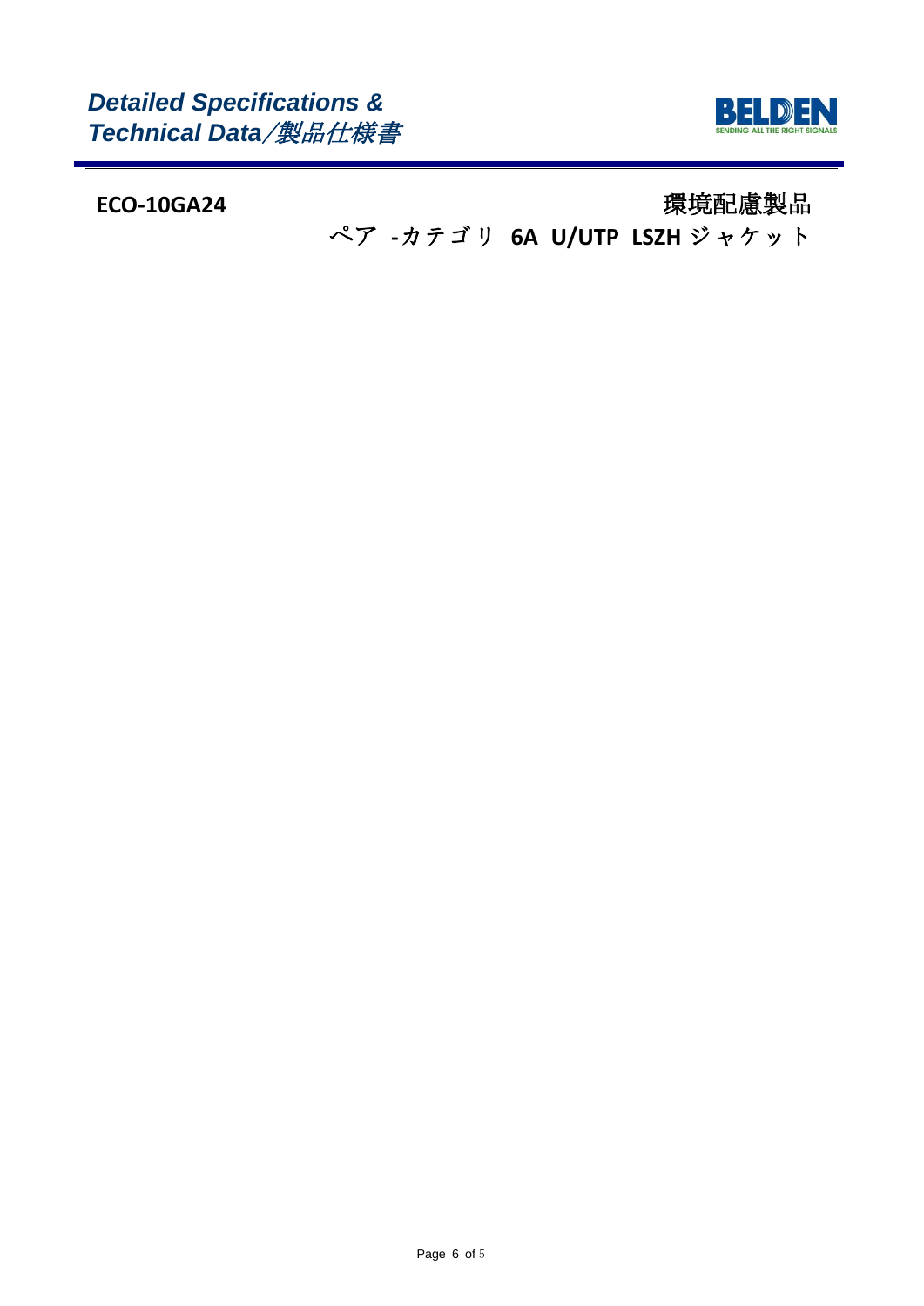ECO-10GA24

環境配慮製品

ペア -カテゴリ 6A U/UTP LSZH ジャケット